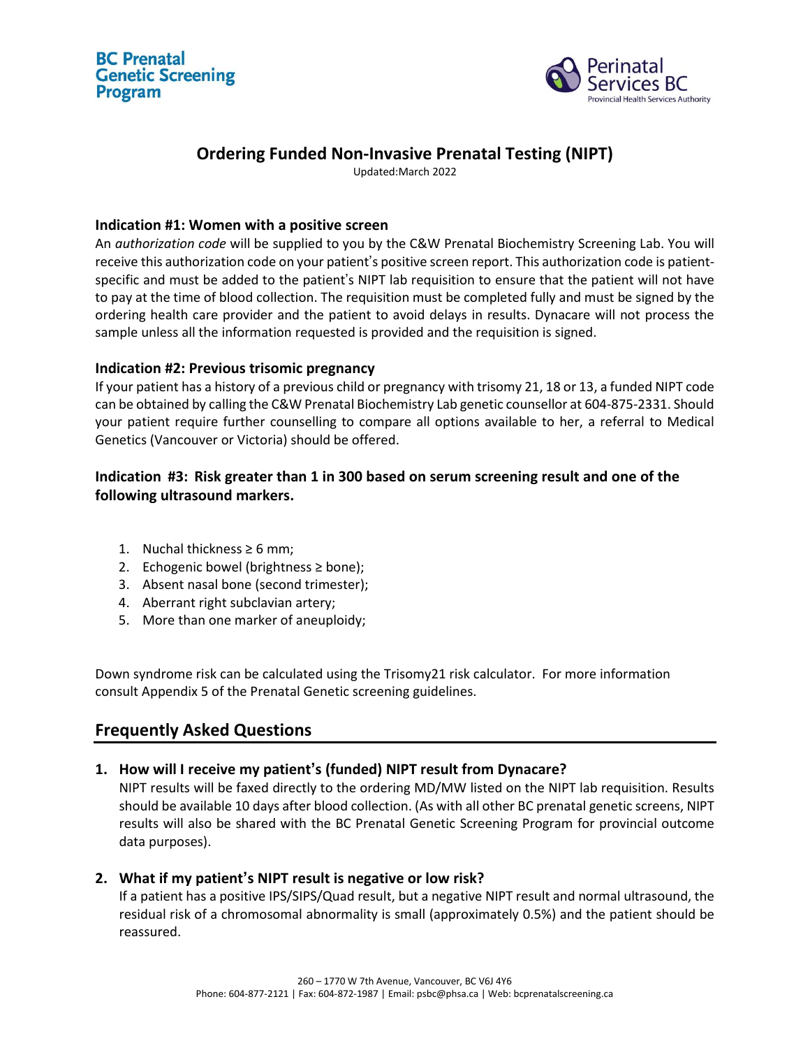BC Prenatal Genetic Screening Program

Perinatal Services BC
Provincial Health Services Authority

# Ordering Funded Non-Invasive Prenatal Testing (NIPT)

Updated:March 2022

### Indication #1: Women with a positive screen

An *authorization code* will be supplied to you by the C&W Prenatal Biochemistry Screening Lab. You will receive this authorization code on your patient's positive screen report. This authorization code is patient-specific and must be added to the patient's NIPT lab requisition to ensure that the patient will not have to pay at the time of blood collection. The requisition must be completed fully and must be signed by the ordering health care provider and the patient to avoid delays in results. Dynacare will not process the sample unless all the information requested is provided and the requisition is signed.

### Indication #2: Previous trisomic pregnancy

If your patient has a history of a previous child or pregnancy with trisomy 21, 18 or 13, a funded NIPT code can be obtained by calling the C&W Prenatal Biochemistry Lab genetic counsellor at 604-875-2331. Should your patient require further counselling to compare all options available to her, a referral to Medical Genetics (Vancouver or Victoria) should be offered.

### Indication #3: Risk greater than 1 in 300 based on serum screening result and one of the following ultrasound markers.

1. Nuchal thickness ≥ 6 mm;
2. Echogenic bowel (brightness ≥ bone);
3. Absent nasal bone (second trimester);
4. Aberrant right subclavian artery;
5. More than one marker of aneuploidy;

Down syndrome risk can be calculated using the Trisomy21 risk calculator. For more information consult Appendix 5 of the Prenatal Genetic screening guidelines.

## Frequently Asked Questions

**1. How will I receive my patient's (funded) NIPT result from Dynacare?**

NIPT results will be faxed directly to the ordering MD/MW listed on the NIPT lab requisition. Results should be available 10 days after blood collection. (As with all other BC prenatal genetic screens, NIPT results will also be shared with the BC Prenatal Genetic Screening Program for provincial outcome data purposes).

**2. What if my patient's NIPT result is negative or low risk?**

If a patient has a positive IPS/SIPS/Quad result, but a negative NIPT result and normal ultrasound, the residual risk of a chromosomal abnormality is small (approximately 0.5%) and the patient should be reassured.

260 – 1770 W 7th Avenue, Vancouver, BC V6J 4Y6
Phone: 604-877-2121 | Fax: 604-872-1987 | Email: psbc@phsa.ca | Web: bcprenatalscreening.ca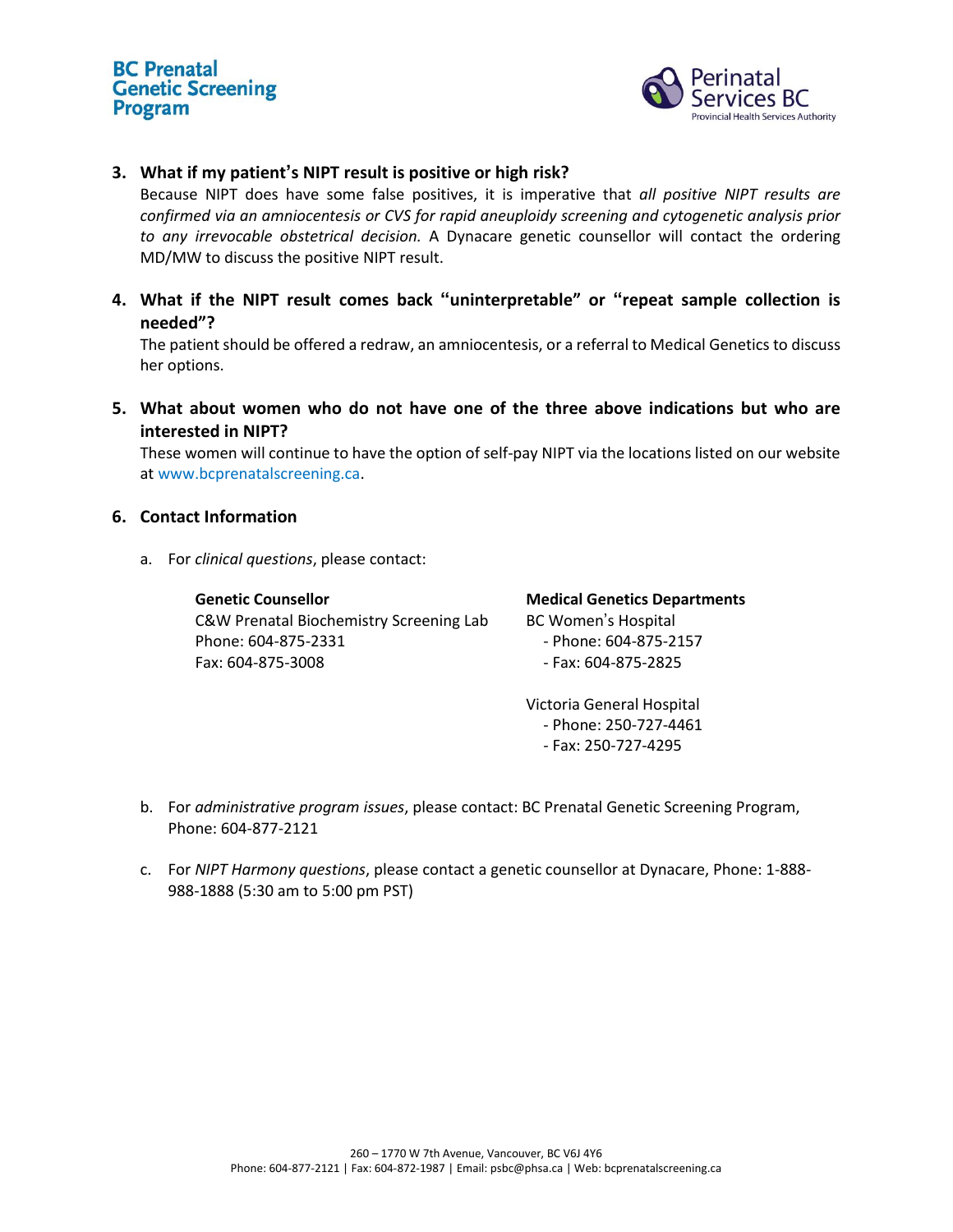3. **What if my patient's NIPT result is positive or high risk?**

   Because NIPT does have some false positives, it is imperative that *all positive NIPT results are confirmed via an amniocentesis or CVS for rapid aneuploidy screening and cytogenetic analysis prior to any irrevocable obstetrical decision.* A Dynacare genetic counsellor will contact the ordering MD/MW to discuss the positive NIPT result.

4. **What if the NIPT result comes back "uninterpretable" or "repeat sample collection is needed"?**

   The patient should be offered a redraw, an amniocentesis, or a referral to Medical Genetics to discuss her options.

5. **What about women who do not have one of the three above indications but who are interested in NIPT?**

   These women will continue to have the option of self-pay NIPT via the locations listed on our website at www.bcprenatalscreening.ca.

6. **Contact Information**

   a. For *clinical questions*, please contact:

      **Genetic Counsellor**
      C&W Prenatal Biochemistry Screening Lab
      Phone: 604-875-2331
      Fax: 604-875-3008

      **Medical Genetics Departments**
      BC Women's Hospital
      - Phone: 604-875-2157
      - Fax: 604-875-2825

      Victoria General Hospital
      - Phone: 250-727-4461
      - Fax: 250-727-4295

   b. For *administrative program issues*, please contact: BC Prenatal Genetic Screening Program, Phone: 604-877-2121

   c. For *NIPT Harmony questions*, please contact a genetic counsellor at Dynacare, Phone: 1-888-988-1888 (5:30 am to 5:00 pm PST)